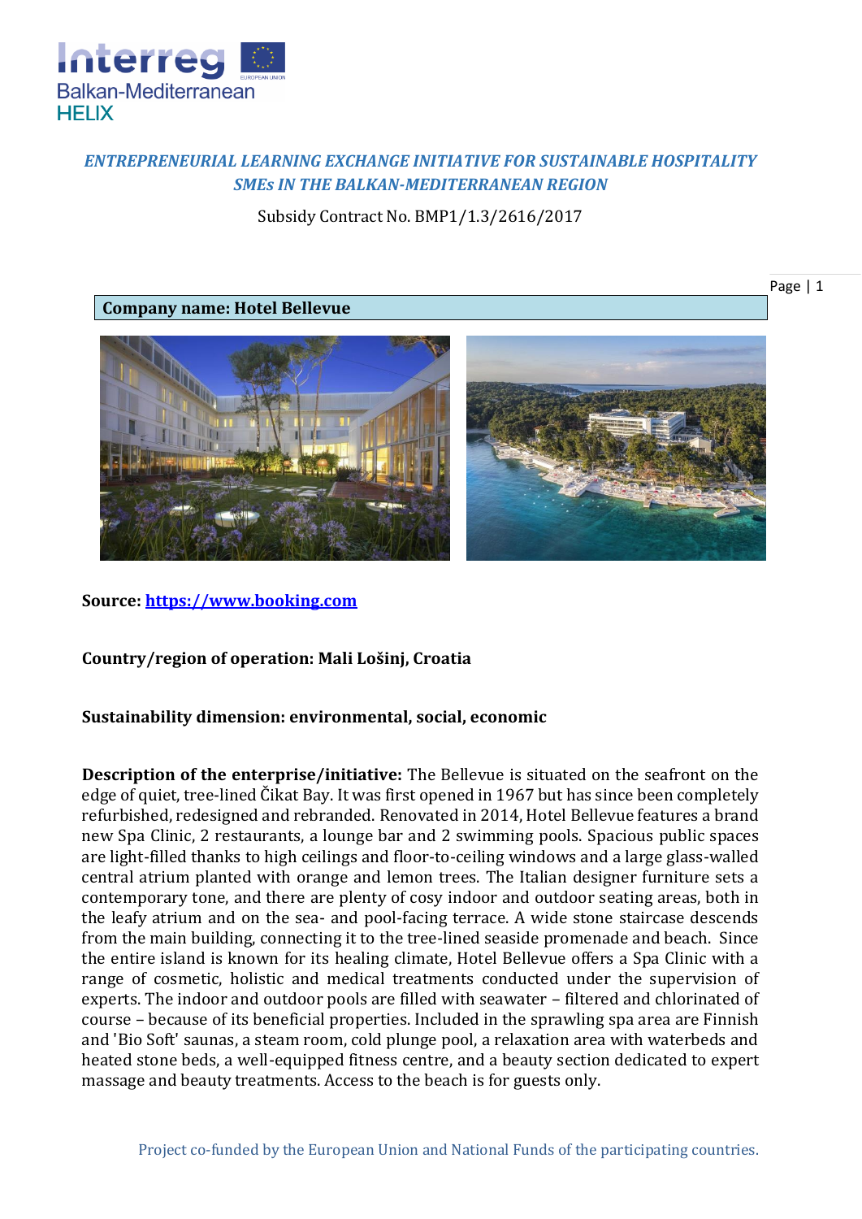***ENTREPRENEURIAL LEARNING EXCHANGE INITIATIVE FOR SUSTAINABLE HOSPITALITY SMEs IN THE BALKAN-MEDITERRANEAN REGION***

Subsidy Contract No. BMP1/1.3/2616/2017

**Company name: Hotel Bellevue**

**Source: https://www.booking.com**

**Country/region of operation: Mali Lošinj, Croatia**

**Sustainability dimension: environmental, social, economic**

**Description of the enterprise/initiative:** The Bellevue is situated on the seafront on the edge of quiet, tree-lined Čikat Bay. It was first opened in 1967 but has since been completely refurbished, redesigned and rebranded. Renovated in 2014, Hotel Bellevue features a brand new Spa Clinic, 2 restaurants, a lounge bar and 2 swimming pools. Spacious public spaces are light-filled thanks to high ceilings and floor-to-ceiling windows and a large glass-walled central atrium planted with orange and lemon trees. The Italian designer furniture sets a contemporary tone, and there are plenty of cosy indoor and outdoor seating areas, both in the leafy atrium and on the sea- and pool-facing terrace. A wide stone staircase descends from the main building, connecting it to the tree-lined seaside promenade and beach. Since the entire island is known for its healing climate, Hotel Bellevue offers a Spa Clinic with a range of cosmetic, holistic and medical treatments conducted under the supervision of experts. The indoor and outdoor pools are filled with seawater – filtered and chlorinated of course – because of its beneficial properties. Included in the sprawling spa area are Finnish and 'Bio Soft' saunas, a steam room, cold plunge pool, a relaxation area with waterbeds and heated stone beds, a well-equipped fitness centre, and a beauty section dedicated to expert massage and beauty treatments. Access to the beach is for guests only.

Project co-funded by the European Union and National Funds of the participating countries.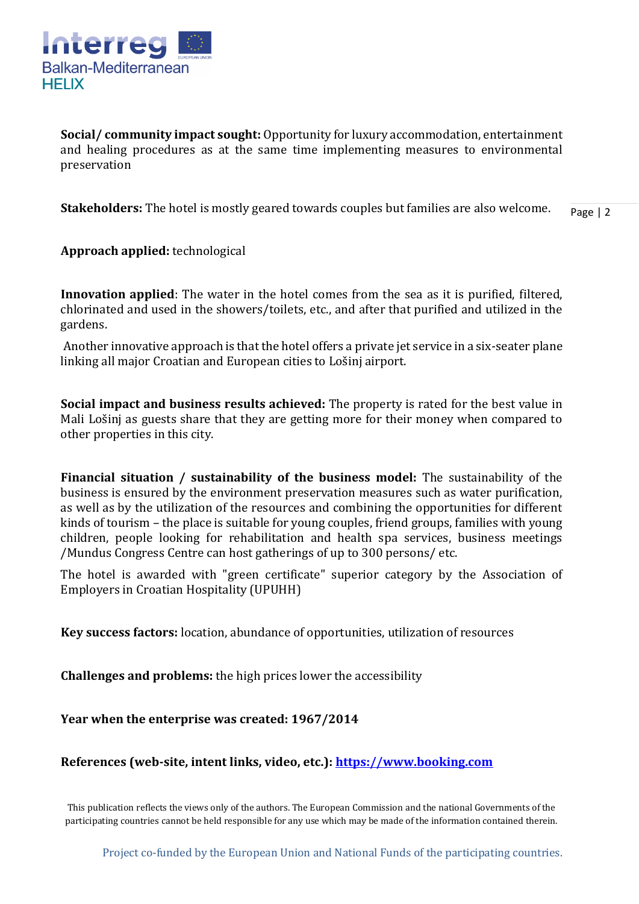**Social/ community impact sought:** Opportunity for luxury accommodation, entertainment and healing procedures as at the same time implementing measures to environmental preservation

**Stakeholders:** The hotel is mostly geared towards couples but families are also welcome.

**Approach applied:** technological

**Innovation applied**: The water in the hotel comes from the sea as it is purified, filtered, chlorinated and used in the showers/toilets, etc., and after that purified and utilized in the gardens.

Another innovative approach is that the hotel offers a private jet service in a six-seater plane linking all major Croatian and European cities to Lošinj airport.

**Social impact and business results achieved:** The property is rated for the best value in Mali Lošinj as guests share that they are getting more for their money when compared to other properties in this city.

**Financial situation / sustainability of the business model:** The sustainability of the business is ensured by the environment preservation measures such as water purification, as well as by the utilization of the resources and combining the opportunities for different kinds of tourism – the place is suitable for young couples, friend groups, families with young children, people looking for rehabilitation and health spa services, business meetings /Mundus Congress Centre can host gatherings of up to 300 persons/ etc.

The hotel is awarded with "green certificate" superior category by the Association of Employers in Croatian Hospitality (UPUHH)

**Key success factors:** location, abundance of opportunities, utilization of resources

**Challenges and problems:** the high prices lower the accessibility

**Year when the enterprise was created: 1967/2014**

**References (web-site, intent links, video, etc.): [https://www.booking.com](https://www.booking.com)**

This publication reflects the views only of the authors. The European Commission and the national Governments of the participating countries cannot be held responsible for any use which may be made of the information contained therein.

Project co-funded by the European Union and National Funds of the participating countries.